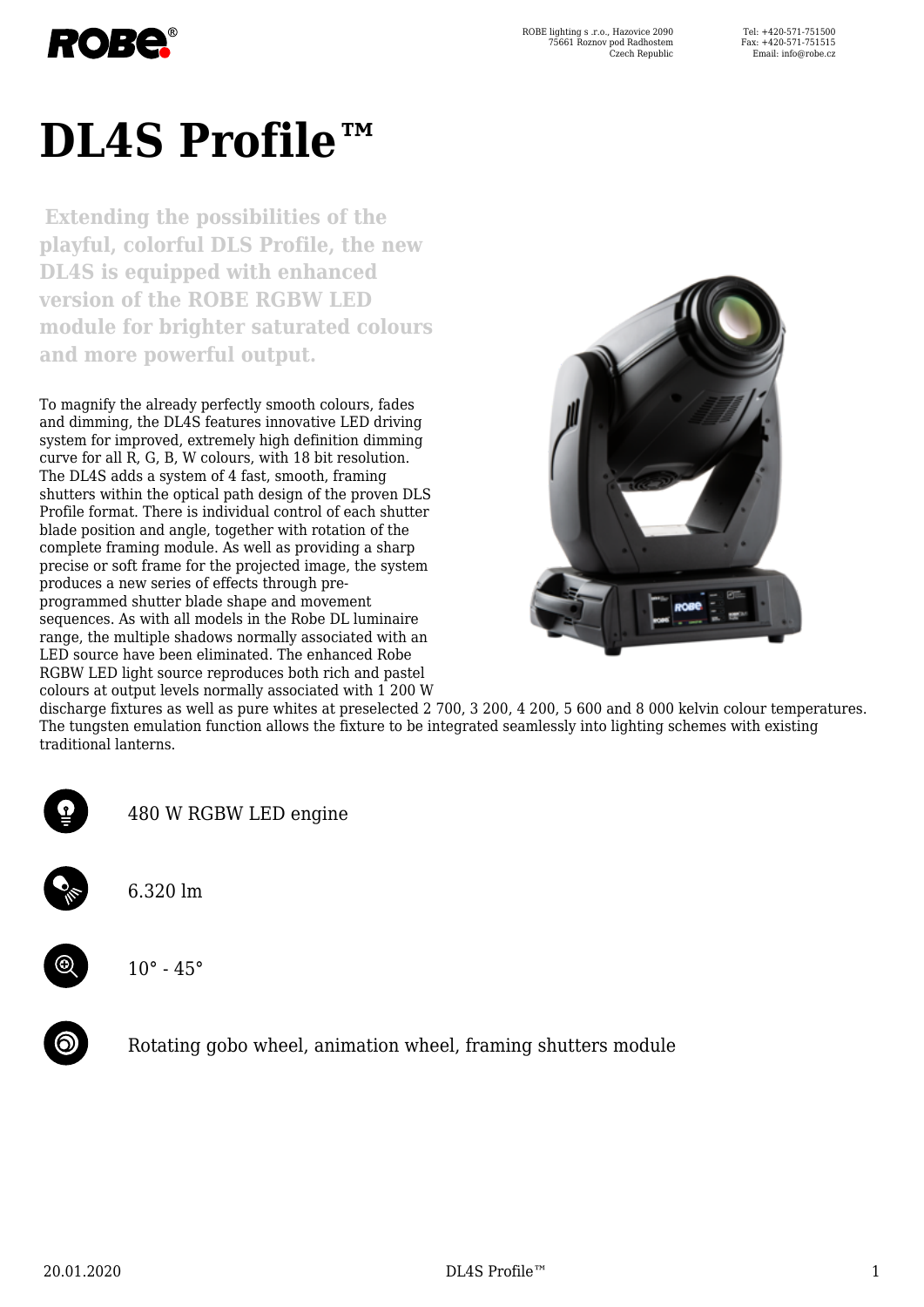# DL4S Profile™

**Extending the possibilities of the playful, colorful DLS Profile, the new DL4S is equipped with enhanced version of the ROBE RGBW LED module for brighter saturated colours and more powerful output.**

To magnify the already perfectly smooth colours, fades and dimming, the DL4S features innovative LED driving system for improved, extremely high definition dimming curve for all R, G, B, W colours, with 18 bit resolution. The DL4S adds a system of 4 fast, smooth, framing shutters within the optical path design of the proven DLS Profile format. There is individual control of each shutter blade position and angle, together with rotation of the complete framing module. As well as providing a sharp precise or soft frame for the projected image, the system produces a new series of effects through pre-programmed shutter blade shape and movement sequences. As with all models in the Robe DL luminaire range, the multiple shadows normally associated with an LED source have been eliminated. The enhanced Robe RGBW LED light source reproduces both rich and pastel colours at output levels normally associated with 1 200 W discharge fixtures as well as pure whites at preselected 2 700, 3 200, 4 200, 5 600 and 8 000 kelvin colour temperatures. The tungsten emulation function allows the fixture to be integrated seamlessly into lighting schemes with existing traditional lanterns.

- 480 W RGBW LED engine
- 6.320 lm
- 10° - 45°
- Rotating gobo wheel, animation wheel, framing shutters module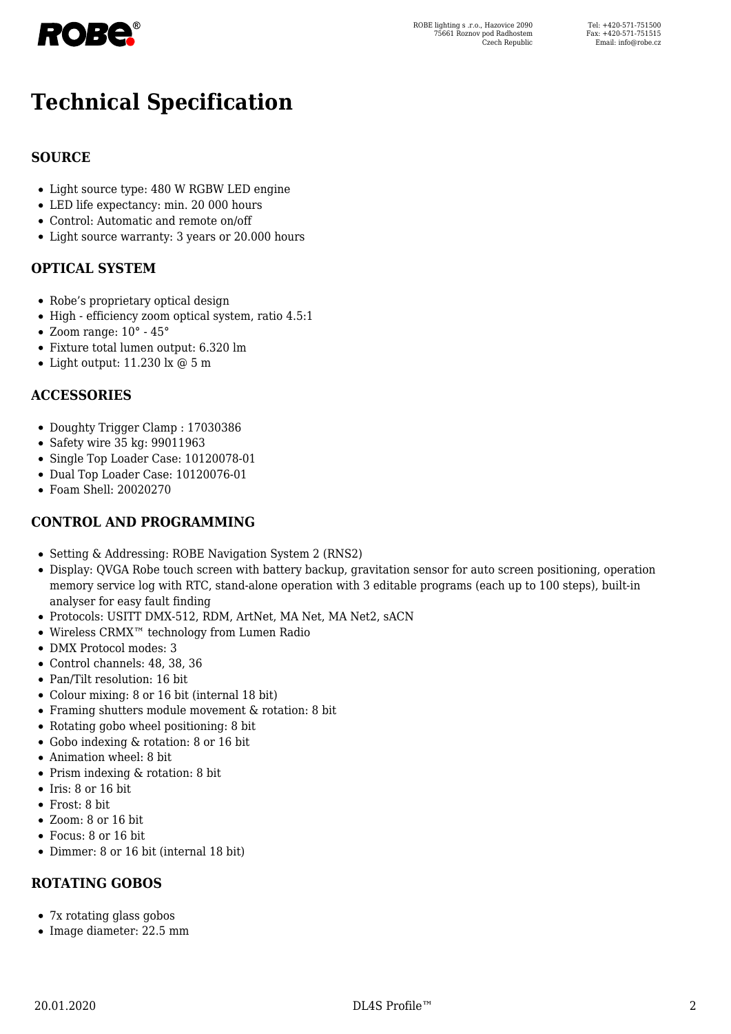# Technical Specification

## SOURCE

- Light source type: 480 W RGBW LED engine
- LED life expectancy: min. 20 000 hours
- Control: Automatic and remote on/off
- Light source warranty: 3 years or 20.000 hours

## OPTICAL SYSTEM

- Robe's proprietary optical design
- High - efficiency zoom optical system, ratio 4.5:1
- Zoom range: 10° - 45°
- Fixture total lumen output: 6.320 lm
- Light output: 11.230 lx @ 5 m

## ACCESSORIES

- Doughty Trigger Clamp : 17030386
- Safety wire 35 kg: 99011963
- Single Top Loader Case: 10120078-01
- Dual Top Loader Case: 10120076-01
- Foam Shell: 20020270

## CONTROL AND PROGRAMMING

- Setting & Addressing: ROBE Navigation System 2 (RNS2)
- Display: QVGA Robe touch screen with battery backup, gravitation sensor for auto screen positioning, operation memory service log with RTC, stand-alone operation with 3 editable programs (each up to 100 steps), built-in analyser for easy fault finding
- Protocols: USITT DMX-512, RDM, ArtNet, MA Net, MA Net2, sACN
- Wireless CRMX™ technology from Lumen Radio
- DMX Protocol modes: 3
- Control channels: 48, 38, 36
- Pan/Tilt resolution: 16 bit
- Colour mixing: 8 or 16 bit (internal 18 bit)
- Framing shutters module movement & rotation: 8 bit
- Rotating gobo wheel positioning: 8 bit
- Gobo indexing & rotation: 8 or 16 bit
- Animation wheel: 8 bit
- Prism indexing & rotation: 8 bit
- Iris: 8 or 16 bit
- Frost: 8 bit
- Zoom: 8 or 16 bit
- Focus: 8 or 16 bit
- Dimmer: 8 or 16 bit (internal 18 bit)

## ROTATING GOBOS

- 7x rotating glass gobos
- Image diameter: 22.5 mm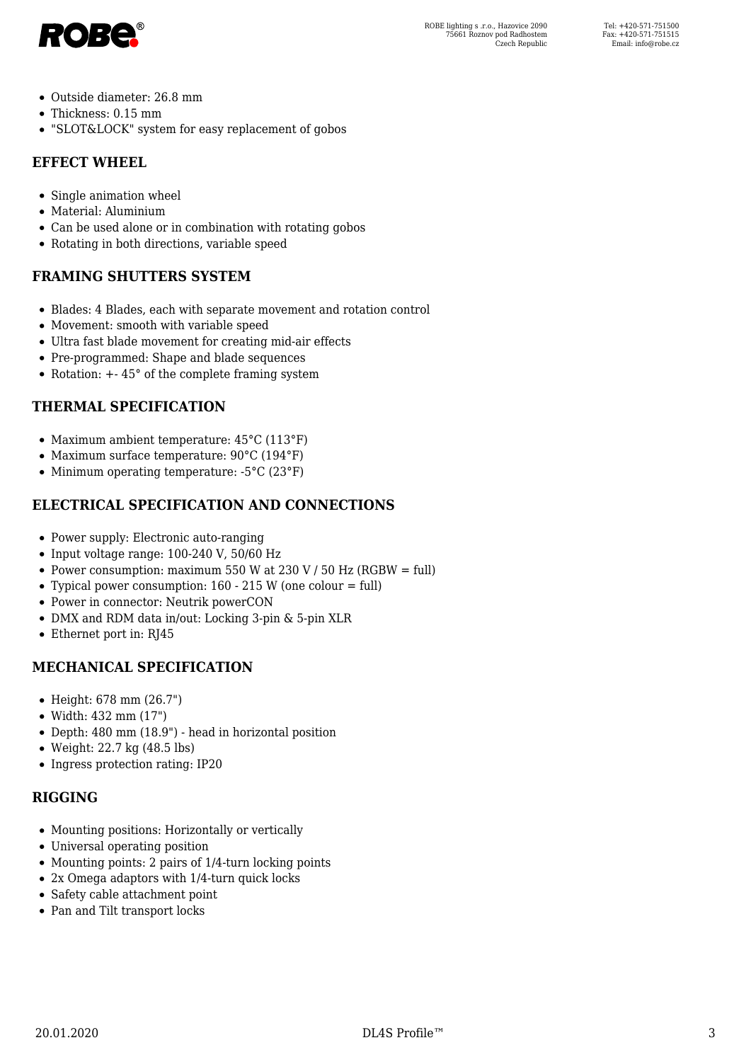- Outside diameter: 26.8 mm
- Thickness: 0.15 mm
- "SLOT&LOCK" system for easy replacement of gobos

## EFFECT WHEEL

- Single animation wheel
- Material: Aluminium
- Can be used alone or in combination with rotating gobos
- Rotating in both directions, variable speed

## FRAMING SHUTTERS SYSTEM

- Blades: 4 Blades, each with separate movement and rotation control
- Movement: smooth with variable speed
- Ultra fast blade movement for creating mid-air effects
- Pre-programmed: Shape and blade sequences
- Rotation: +- 45° of the complete framing system

## THERMAL SPECIFICATION

- Maximum ambient temperature: 45°C (113°F)
- Maximum surface temperature: 90°C (194°F)
- Minimum operating temperature: -5°C (23°F)

## ELECTRICAL SPECIFICATION AND CONNECTIONS

- Power supply: Electronic auto-ranging
- Input voltage range: 100-240 V, 50/60 Hz
- Power consumption: maximum 550 W at 230 V / 50 Hz (RGBW = full)
- Typical power consumption: 160 - 215 W (one colour = full)
- Power in connector: Neutrik powerCON
- DMX and RDM data in/out: Locking 3-pin & 5-pin XLR
- Ethernet port in: RJ45

## MECHANICAL SPECIFICATION

- Height: 678 mm (26.7")
- Width: 432 mm (17")
- Depth: 480 mm (18.9") - head in horizontal position
- Weight: 22.7 kg (48.5 lbs)
- Ingress protection rating: IP20

## RIGGING

- Mounting positions: Horizontally or vertically
- Universal operating position
- Mounting points: 2 pairs of 1/4-turn locking points
- 2x Omega adaptors with 1/4-turn quick locks
- Safety cable attachment point
- Pan and Tilt transport locks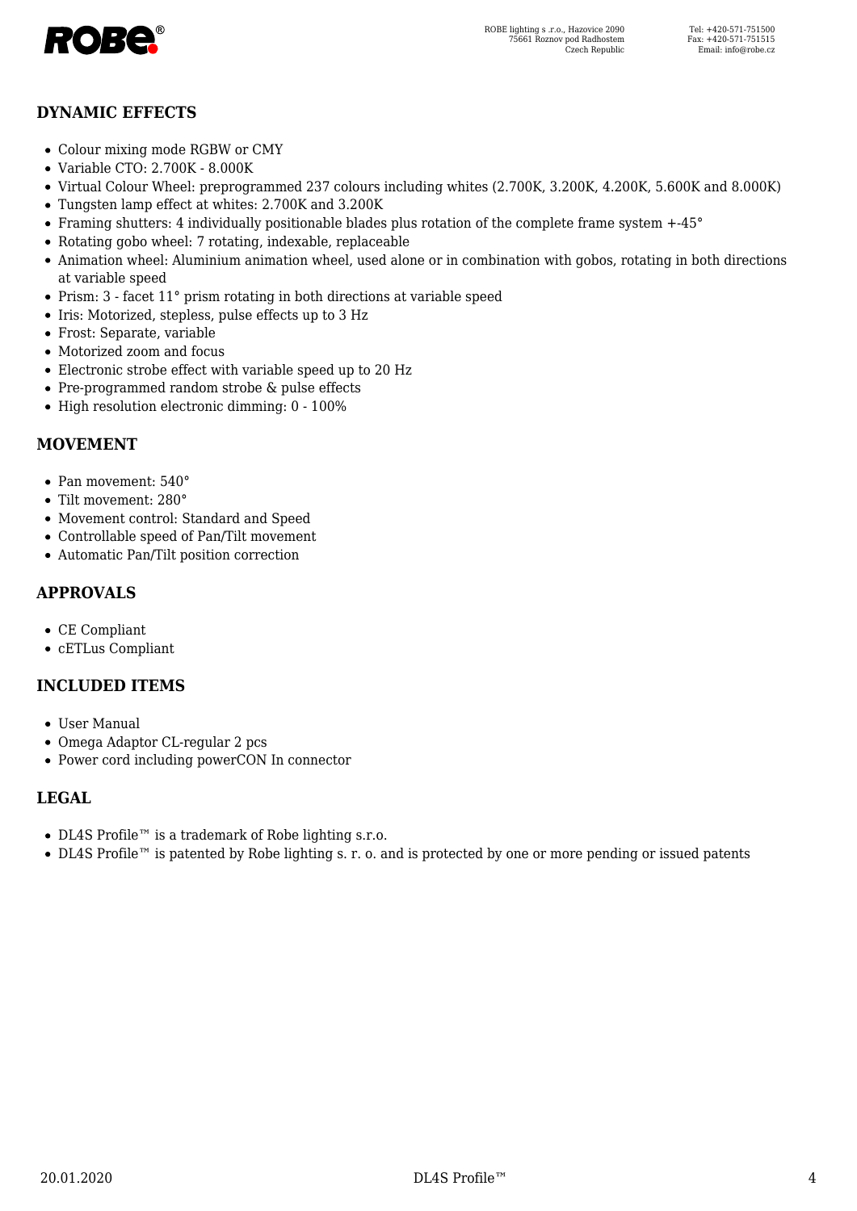## DYNAMIC EFFECTS

- Colour mixing mode RGBW or CMY
- Variable CTO: 2.700K - 8.000K
- Virtual Colour Wheel: preprogrammed 237 colours including whites (2.700K, 3.200K, 4.200K, 5.600K and 8.000K)
- Tungsten lamp effect at whites: 2.700K and 3.200K
- Framing shutters: 4 individually positionable blades plus rotation of the complete frame system +-45°
- Rotating gobo wheel: 7 rotating, indexable, replaceable
- Animation wheel: Aluminium animation wheel, used alone or in combination with gobos, rotating in both directions at variable speed
- Prism: 3 - facet 11° prism rotating in both directions at variable speed
- Iris: Motorized, stepless, pulse effects up to 3 Hz
- Frost: Separate, variable
- Motorized zoom and focus
- Electronic strobe effect with variable speed up to 20 Hz
- Pre-programmed random strobe & pulse effects
- High resolution electronic dimming: 0 - 100%

## MOVEMENT

- Pan movement: 540°
- Tilt movement: 280°
- Movement control: Standard and Speed
- Controllable speed of Pan/Tilt movement
- Automatic Pan/Tilt position correction

## APPROVALS

- CE Compliant
- cETLus Compliant

## INCLUDED ITEMS

- User Manual
- Omega Adaptor CL-regular 2 pcs
- Power cord including powerCON In connector

## LEGAL

- DL4S Profile™ is a trademark of Robe lighting s.r.o.
- DL4S Profile™ is patented by Robe lighting s. r. o. and is protected by one or more pending or issued patents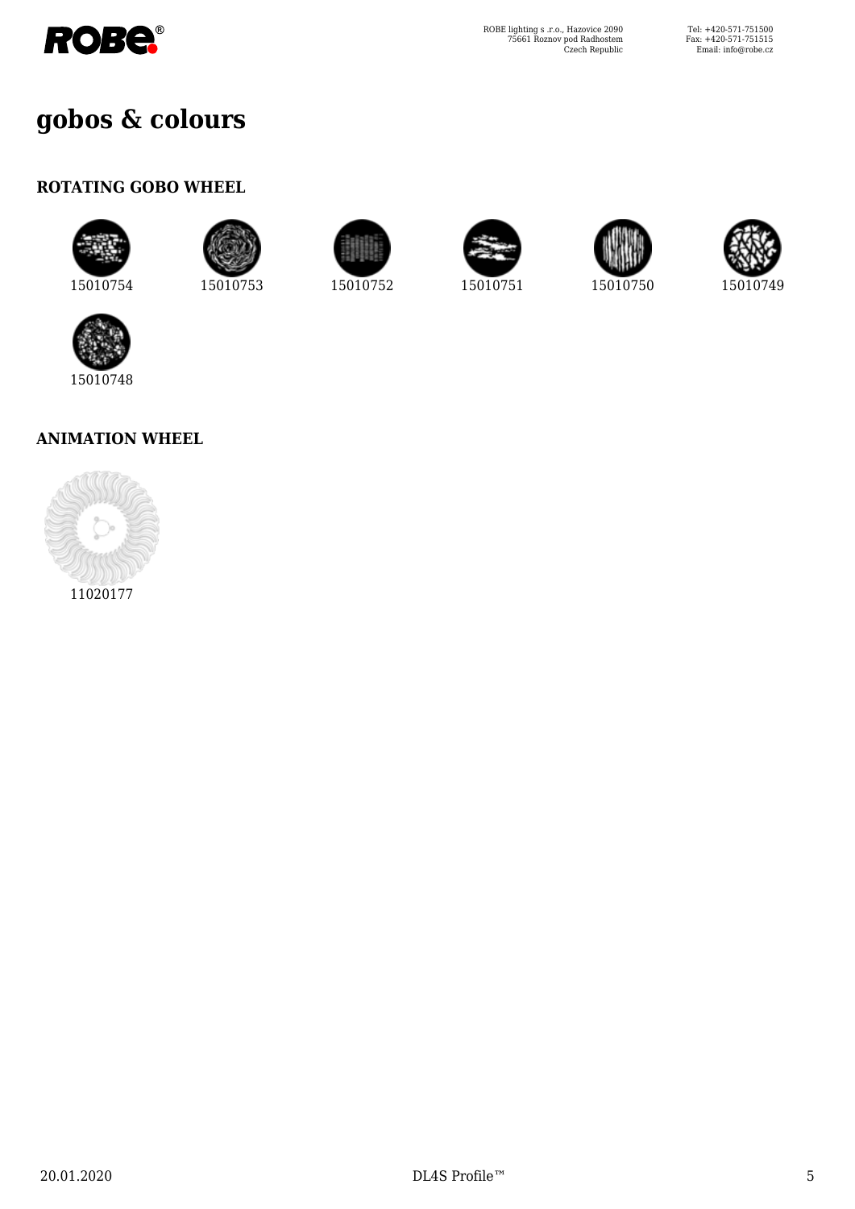# gobos & colours

## ROTATING GOBO WHEEL

15010754

15010753

15010752

15010751

15010750

15010749

15010748

## ANIMATION WHEEL

11020177